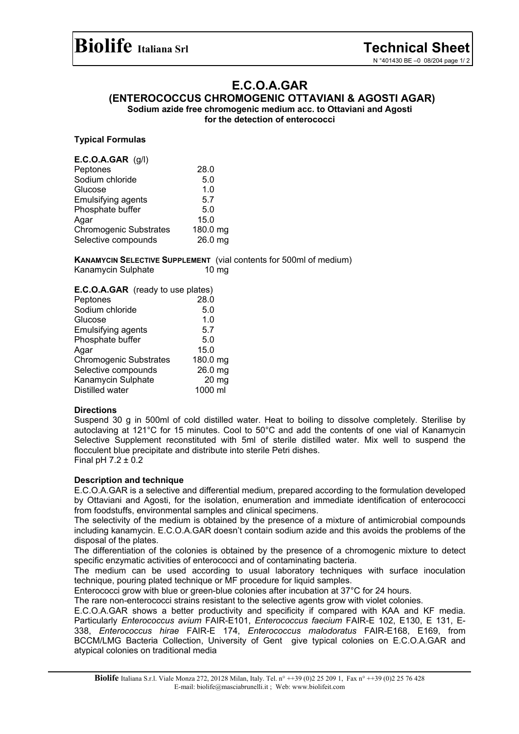# E.C.O.A.GAR

## (ENTEROCOCCUS CHROMOGENIC OTTAVIANI & AGOSTI AGAR)

**Sodium azide free chromogenic medium acc. to Ottaviani and Agosti for the detection of enterococci**

### Typical Formulas

**E.C.O.A.GAR** (g/l)

| | |
|---|---|
| Peptones | 28.0 |
| Sodium chloride | 5.0 |
| Glucose | 1.0 |
| Emulsifying agents | 5.7 |
| Phosphate buffer | 5.0 |
| Agar | 15.0 |
| Chromogenic Substrates | 180.0 mg |
| Selective compounds | 26.0 mg |

**KANAMYCIN SELECTIVE SUPPLEMENT** (vial contents for 500ml of medium)

| | |
|---|---|
| Kanamycin Sulphate | 10 mg |

**E.C.O.A.GAR** (ready to use plates)

| | |
|---|---|
| Peptones | 28.0 |
| Sodium chloride | 5.0 |
| Glucose | 1.0 |
| Emulsifying agents | 5.7 |
| Phosphate buffer | 5.0 |
| Agar | 15.0 |
| Chromogenic Substrates | 180.0 mg |
| Selective compounds | 26.0 mg |
| Kanamycin Sulphate | 20 mg |
| Distilled water | 1000 ml |

### Directions

Suspend 30 g in 500ml of cold distilled water. Heat to boiling to dissolve completely. Sterilise by autoclaving at 121°C for 15 minutes. Cool to 50°C and add the contents of one vial of Kanamycin Selective Supplement reconstituted with 5ml of sterile distilled water. Mix well to suspend the flocculent blue precipitate and distribute into sterile Petri dishes.
Final pH 7.2 ± 0.2

### Description and technique

E.C.O.A.GAR is a selective and differential medium, prepared according to the formulation developed by Ottaviani and Agosti, for the isolation, enumeration and immediate identification of enterococci from foodstuffs, environmental samples and clinical specimens.

The selectivity of the medium is obtained by the presence of a mixture of antimicrobial compounds including kanamycin. E.C.O.A.GAR doesn't contain sodium azide and this avoids the problems of the disposal of the plates.

The differentiation of the colonies is obtained by the presence of a chromogenic mixture to detect specific enzymatic activities of enterococci and of contaminating bacteria.

The medium can be used according to usual laboratory techniques with surface inoculation technique, pouring plated technique or MF procedure for liquid samples.

Enterococci grow with blue or green-blue colonies after incubation at 37°C for 24 hours.

The rare non-enterococci strains resistant to the selective agents grow with violet colonies.

E.C.O.A.GAR shows a better productivity and specificity if compared with KAA and KF media. Particularly *Enterococcus avium* FAIR-E101, *Enterococcus faecium* FAIR-E 102, E130, E 131, E-338, *Enterococcus hirae* FAIR-E 174, *Enterococcus malodoratus* FAIR-E168, E169, from BCCM/LMG Bacteria Collection, University of Gent give typical colonies on E.C.O.A.GAR and atypical colonies on traditional media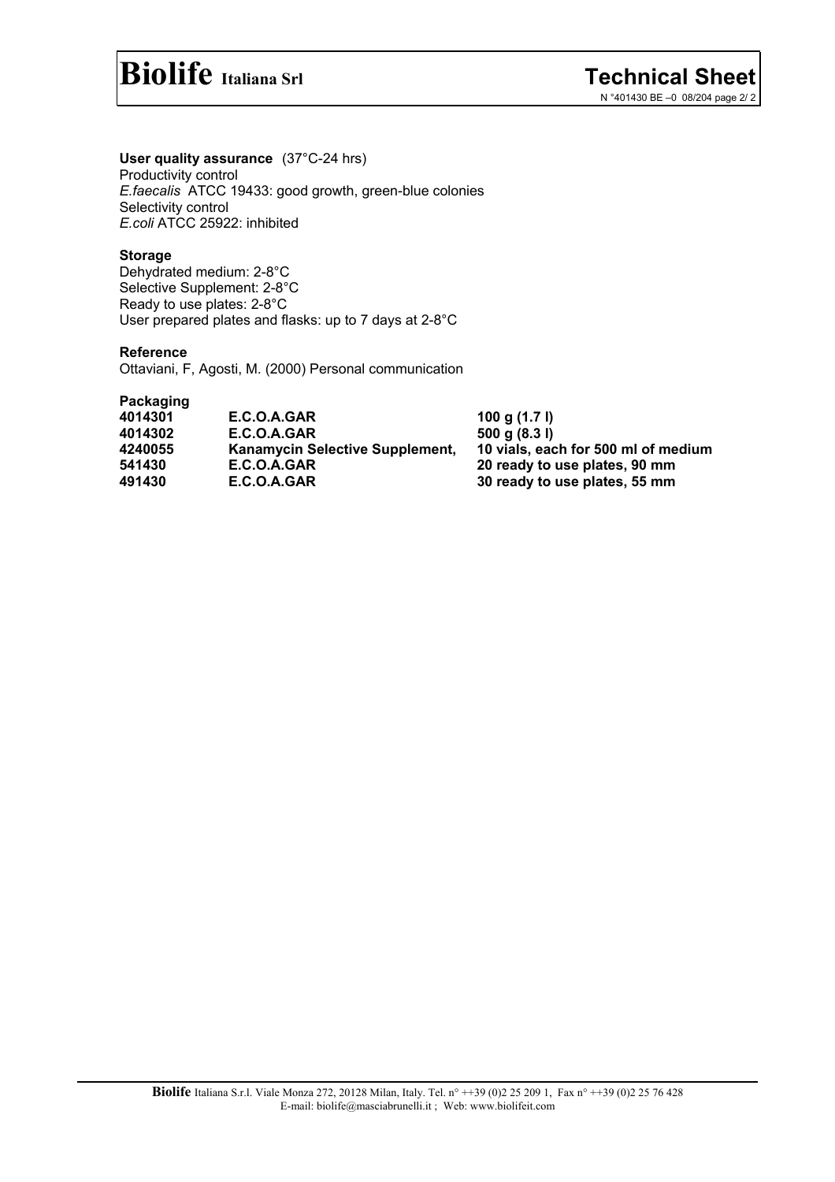**User quality assurance** (37°C-24 hrs)
Productivity control
*E.faecalis* ATCC 19433: good growth, green-blue colonies
Selectivity control
*E.coli* ATCC 25922: inhibited

**Storage**
Dehydrated medium: 2-8°C
Selective Supplement: 2-8°C
Ready to use plates: 2-8°C
User prepared plates and flasks: up to 7 days at 2-8°C

**Reference**
Ottaviani, F, Agosti, M. (2000) Personal communication

**Packaging**

| | | |
|---|---|---|
| **4014301** | **E.C.O.A.GAR** | **100 g (1.7 l)** |
| **4014302** | **E.C.O.A.GAR** | **500 g (8.3 l)** |
| **4240055** | **Kanamycin Selective Supplement,** | **10 vials, each for 500 ml of medium** |
| **541430** | **E.C.O.A.GAR** | **20 ready to use plates, 90 mm** |
| **491430** | **E.C.O.A.GAR** | **30 ready to use plates, 55 mm** |

**Biolife** Italiana S.r.l. Viale Monza 272, 20128 Milan, Italy. Tel. n° ++39 (0)2 25 209 1, Fax n° ++39 (0)2 25 76 428
E-mail: biolife@masciabrunelli.it ; Web: www.biolifeit.com